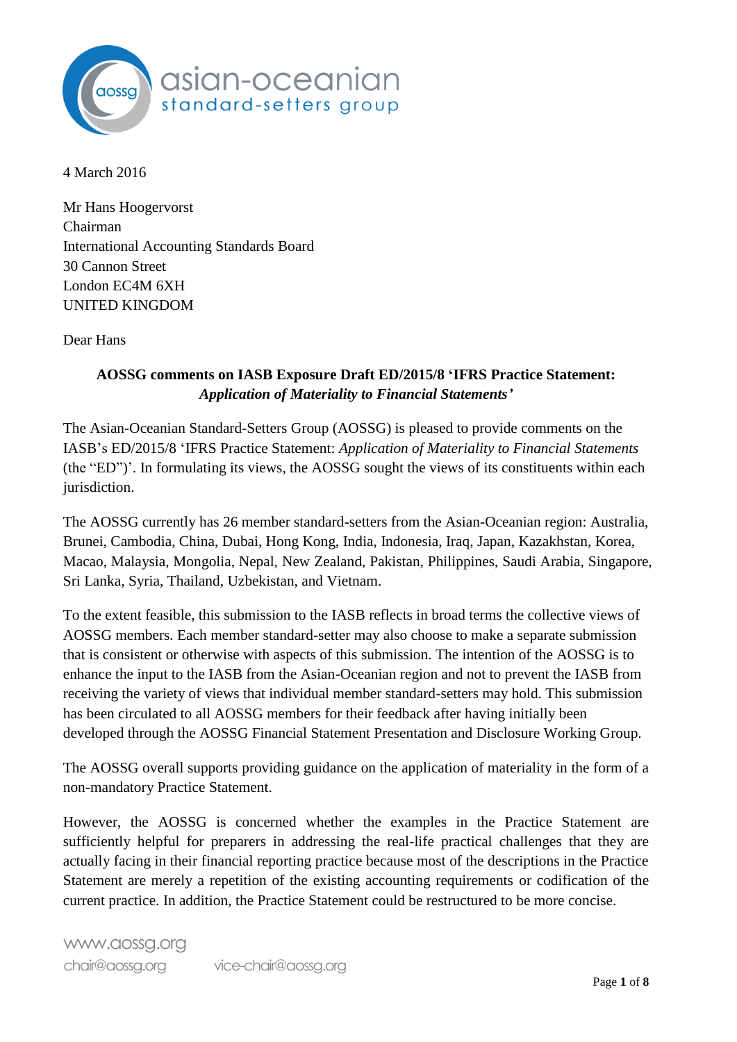4 March 2016

Mr Hans Hoogervorst
Chairman
International Accounting Standards Board
30 Cannon Street
London EC4M 6XH
UNITED KINGDOM

Dear Hans

**AOSSG comments on IASB Exposure Draft ED/2015/8 'IFRS Practice Statement: *Application of Materiality to Financial Statements'***

The Asian-Oceanian Standard-Setters Group (AOSSG) is pleased to provide comments on the IASB's ED/2015/8 'IFRS Practice Statement: *Application of Materiality to Financial Statements* (the "ED")'. In formulating its views, the AOSSG sought the views of its constituents within each jurisdiction.

The AOSSG currently has 26 member standard-setters from the Asian-Oceanian region: Australia, Brunei, Cambodia, China, Dubai, Hong Kong, India, Indonesia, Iraq, Japan, Kazakhstan, Korea, Macao, Malaysia, Mongolia, Nepal, New Zealand, Pakistan, Philippines, Saudi Arabia, Singapore, Sri Lanka, Syria, Thailand, Uzbekistan, and Vietnam.

To the extent feasible, this submission to the IASB reflects in broad terms the collective views of AOSSG members. Each member standard-setter may also choose to make a separate submission that is consistent or otherwise with aspects of this submission. The intention of the AOSSG is to enhance the input to the IASB from the Asian-Oceanian region and not to prevent the IASB from receiving the variety of views that individual member standard-setters may hold. This submission has been circulated to all AOSSG members for their feedback after having initially been developed through the AOSSG Financial Statement Presentation and Disclosure Working Group.

The AOSSG overall supports providing guidance on the application of materiality in the form of a non-mandatory Practice Statement.

However, the AOSSG is concerned whether the examples in the Practice Statement are sufficiently helpful for preparers in addressing the real-life practical challenges that they are actually facing in their financial reporting practice because most of the descriptions in the Practice Statement are merely a repetition of the existing accounting requirements or codification of the current practice. In addition, the Practice Statement could be restructured to be more concise.

www.aossg.org
chair@aossg.org vice-chair@aossg.org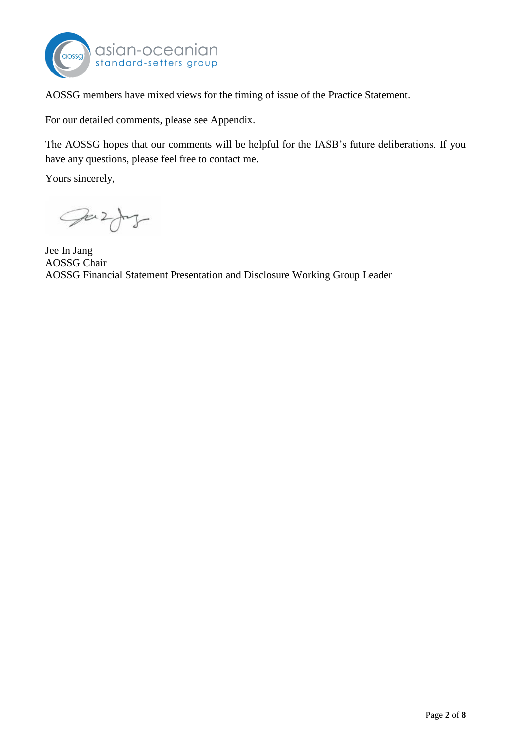AOSSG members have mixed views for the timing of issue of the Practice Statement.

For our detailed comments, please see Appendix.

The AOSSG hopes that our comments will be helpful for the IASB's future deliberations. If you have any questions, please feel free to contact me.

Yours sincerely,

Jee In Jang
AOSSG Chair
AOSSG Financial Statement Presentation and Disclosure Working Group Leader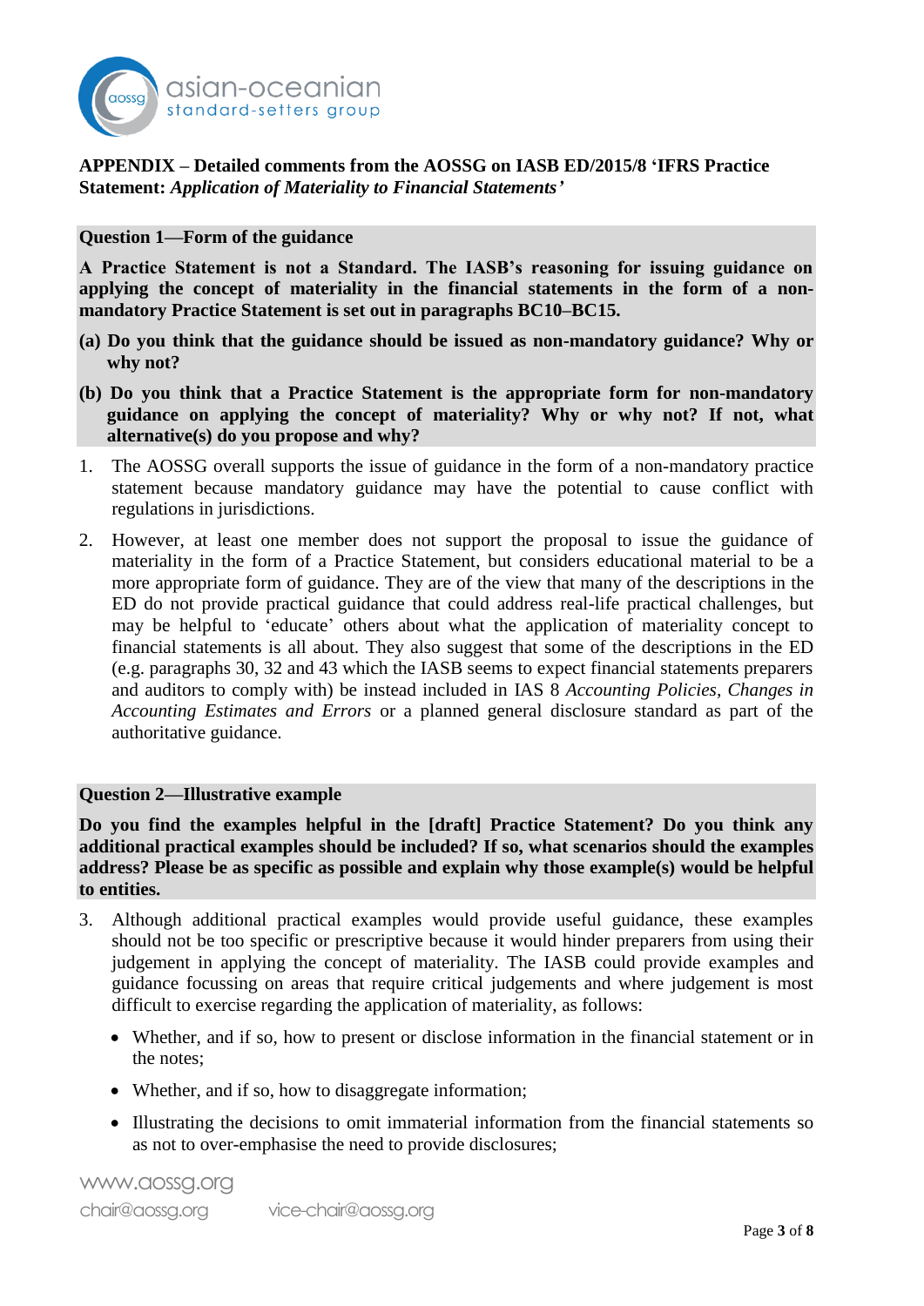**APPENDIX – Detailed comments from the AOSSG on IASB ED/2015/8 'IFRS Practice Statement: *Application of Materiality to Financial Statements'***

**Question 1—Form of the guidance**

**A Practice Statement is not a Standard. The IASB's reasoning for issuing guidance on applying the concept of materiality in the financial statements in the form of a non-mandatory Practice Statement is set out in paragraphs BC10–BC15.**

**(a) Do you think that the guidance should be issued as non-mandatory guidance? Why or why not?**

**(b) Do you think that a Practice Statement is the appropriate form for non-mandatory guidance on applying the concept of materiality? Why or why not? If not, what alternative(s) do you propose and why?**

1. The AOSSG overall supports the issue of guidance in the form of a non-mandatory practice statement because mandatory guidance may have the potential to cause conflict with regulations in jurisdictions.

2. However, at least one member does not support the proposal to issue the guidance of materiality in the form of a Practice Statement, but considers educational material to be a more appropriate form of guidance. They are of the view that many of the descriptions in the ED do not provide practical guidance that could address real-life practical challenges, but may be helpful to 'educate' others about what the application of materiality concept to financial statements is all about. They also suggest that some of the descriptions in the ED (e.g. paragraphs 30, 32 and 43 which the IASB seems to expect financial statements preparers and auditors to comply with) be instead included in IAS 8 *Accounting Policies, Changes in Accounting Estimates and Errors* or a planned general disclosure standard as part of the authoritative guidance.

**Question 2—Illustrative example**

**Do you find the examples helpful in the [draft] Practice Statement? Do you think any additional practical examples should be included? If so, what scenarios should the examples address? Please be as specific as possible and explain why those example(s) would be helpful to entities.**

3. Although additional practical examples would provide useful guidance, these examples should not be too specific or prescriptive because it would hinder preparers from using their judgement in applying the concept of materiality. The IASB could provide examples and guidance focussing on areas that require critical judgements and where judgement is most difficult to exercise regarding the application of materiality, as follows:

   - Whether, and if so, how to present or disclose information in the financial statement or in the notes;
   - Whether, and if so, how to disaggregate information;
   - Illustrating the decisions to omit immaterial information from the financial statements so as not to over-emphasise the need to provide disclosures;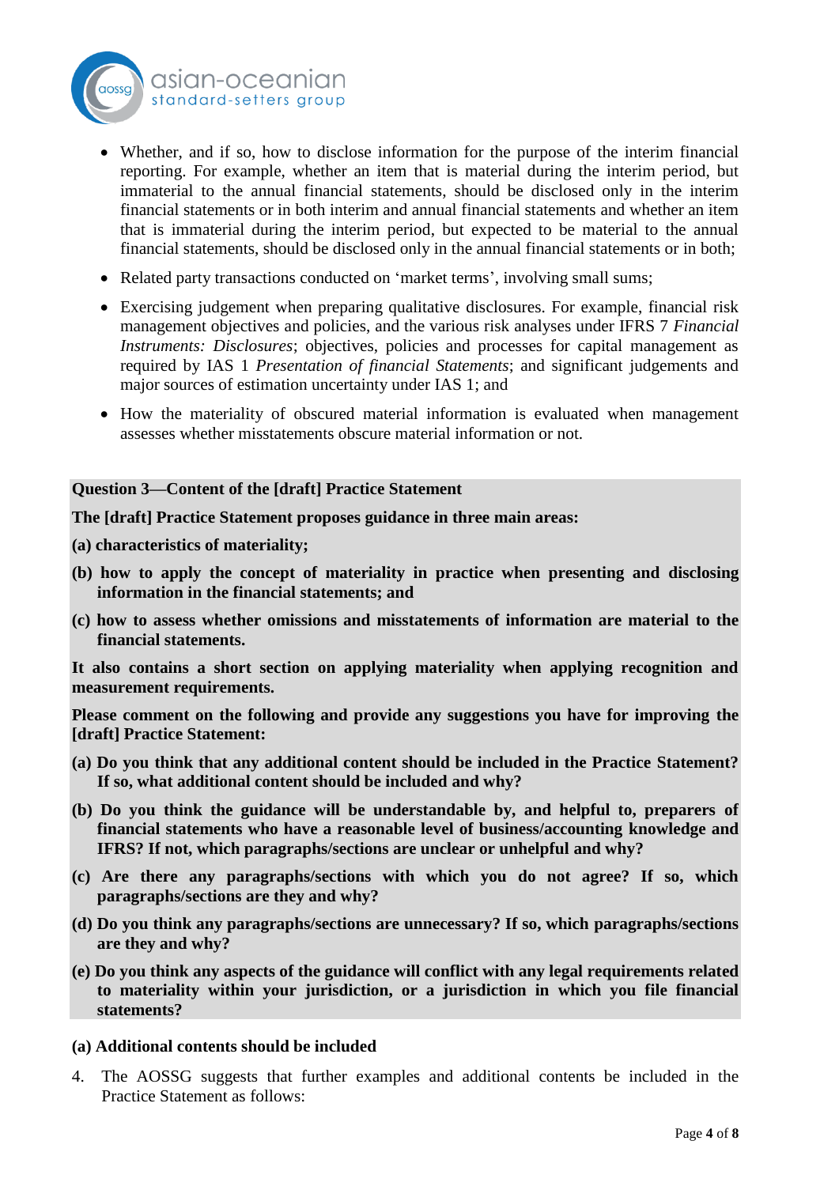- Whether, and if so, how to disclose information for the purpose of the interim financial reporting. For example, whether an item that is material during the interim period, but immaterial to the annual financial statements, should be disclosed only in the interim financial statements or in both interim and annual financial statements and whether an item that is immaterial during the interim period, but expected to be material to the annual financial statements, should be disclosed only in the annual financial statements or in both;
- Related party transactions conducted on 'market terms', involving small sums;
- Exercising judgement when preparing qualitative disclosures. For example, financial risk management objectives and policies, and the various risk analyses under IFRS 7 *Financial Instruments: Disclosures*; objectives, policies and processes for capital management as required by IAS 1 *Presentation of financial Statements*; and significant judgements and major sources of estimation uncertainty under IAS 1; and
- How the materiality of obscured material information is evaluated when management assesses whether misstatements obscure material information or not.

**Question 3—Content of the [draft] Practice Statement**

**The [draft] Practice Statement proposes guidance in three main areas:**

**(a) characteristics of materiality;**

**(b) how to apply the concept of materiality in practice when presenting and disclosing information in the financial statements; and**

**(c) how to assess whether omissions and misstatements of information are material to the financial statements.**

**It also contains a short section on applying materiality when applying recognition and measurement requirements.**

**Please comment on the following and provide any suggestions you have for improving the [draft] Practice Statement:**

**(a) Do you think that any additional content should be included in the Practice Statement? If so, what additional content should be included and why?**

**(b) Do you think the guidance will be understandable by, and helpful to, preparers of financial statements who have a reasonable level of business/accounting knowledge and IFRS? If not, which paragraphs/sections are unclear or unhelpful and why?**

**(c) Are there any paragraphs/sections with which you do not agree? If so, which paragraphs/sections are they and why?**

**(d) Do you think any paragraphs/sections are unnecessary? If so, which paragraphs/sections are they and why?**

**(e) Do you think any aspects of the guidance will conflict with any legal requirements related to materiality within your jurisdiction, or a jurisdiction in which you file financial statements?**

**(a) Additional contents should be included**

4. The AOSSG suggests that further examples and additional contents be included in the Practice Statement as follows: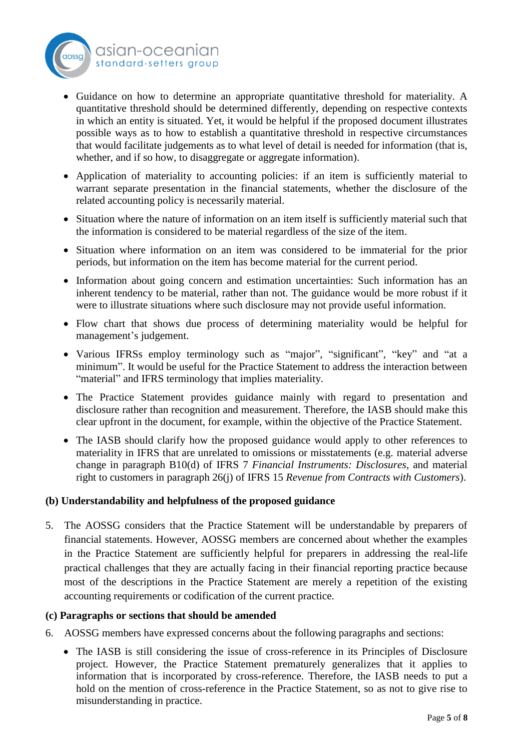- Guidance on how to determine an appropriate quantitative threshold for materiality. A quantitative threshold should be determined differently, depending on respective contexts in which an entity is situated. Yet, it would be helpful if the proposed document illustrates possible ways as to how to establish a quantitative threshold in respective circumstances that would facilitate judgements as to what level of detail is needed for information (that is, whether, and if so how, to disaggregate or aggregate information).
- Application of materiality to accounting policies: if an item is sufficiently material to warrant separate presentation in the financial statements, whether the disclosure of the related accounting policy is necessarily material.
- Situation where the nature of information on an item itself is sufficiently material such that the information is considered to be material regardless of the size of the item.
- Situation where information on an item was considered to be immaterial for the prior periods, but information on the item has become material for the current period.
- Information about going concern and estimation uncertainties: Such information has an inherent tendency to be material, rather than not. The guidance would be more robust if it were to illustrate situations where such disclosure may not provide useful information.
- Flow chart that shows due process of determining materiality would be helpful for management's judgement.
- Various IFRSs employ terminology such as "major", "significant", "key" and "at a minimum". It would be useful for the Practice Statement to address the interaction between "material" and IFRS terminology that implies materiality.
- The Practice Statement provides guidance mainly with regard to presentation and disclosure rather than recognition and measurement. Therefore, the IASB should make this clear upfront in the document, for example, within the objective of the Practice Statement.
- The IASB should clarify how the proposed guidance would apply to other references to materiality in IFRS that are unrelated to omissions or misstatements (e.g. material adverse change in paragraph B10(d) of IFRS 7 *Financial Instruments: Disclosures*, and material right to customers in paragraph 26(j) of IFRS 15 *Revenue from Contracts with Customers*).

**(b) Understandability and helpfulness of the proposed guidance**

5. The AOSSG considers that the Practice Statement will be understandable by preparers of financial statements. However, AOSSG members are concerned about whether the examples in the Practice Statement are sufficiently helpful for preparers in addressing the real-life practical challenges that they are actually facing in their financial reporting practice because most of the descriptions in the Practice Statement are merely a repetition of the existing accounting requirements or codification of the current practice.

**(c) Paragraphs or sections that should be amended**

6. AOSSG members have expressed concerns about the following paragraphs and sections:

   - The IASB is still considering the issue of cross-reference in its Principles of Disclosure project. However, the Practice Statement prematurely generalizes that it applies to information that is incorporated by cross-reference. Therefore, the IASB needs to put a hold on the mention of cross-reference in the Practice Statement, so as not to give rise to misunderstanding in practice.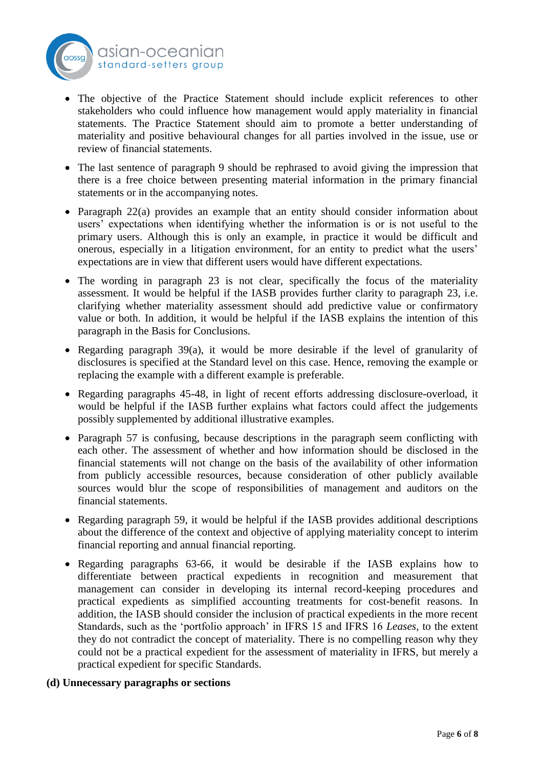- The objective of the Practice Statement should include explicit references to other stakeholders who could influence how management would apply materiality in financial statements. The Practice Statement should aim to promote a better understanding of materiality and positive behavioural changes for all parties involved in the issue, use or review of financial statements.

- The last sentence of paragraph 9 should be rephrased to avoid giving the impression that there is a free choice between presenting material information in the primary financial statements or in the accompanying notes.

- Paragraph 22(a) provides an example that an entity should consider information about users' expectations when identifying whether the information is or is not useful to the primary users. Although this is only an example, in practice it would be difficult and onerous, especially in a litigation environment, for an entity to predict what the users' expectations are in view that different users would have different expectations.

- The wording in paragraph 23 is not clear, specifically the focus of the materiality assessment. It would be helpful if the IASB provides further clarity to paragraph 23, i.e. clarifying whether materiality assessment should add predictive value or confirmatory value or both. In addition, it would be helpful if the IASB explains the intention of this paragraph in the Basis for Conclusions.

- Regarding paragraph 39(a), it would be more desirable if the level of granularity of disclosures is specified at the Standard level on this case. Hence, removing the example or replacing the example with a different example is preferable.

- Regarding paragraphs 45-48, in light of recent efforts addressing disclosure-overload, it would be helpful if the IASB further explains what factors could affect the judgements possibly supplemented by additional illustrative examples.

- Paragraph 57 is confusing, because descriptions in the paragraph seem conflicting with each other. The assessment of whether and how information should be disclosed in the financial statements will not change on the basis of the availability of other information from publicly accessible resources, because consideration of other publicly available sources would blur the scope of responsibilities of management and auditors on the financial statements.

- Regarding paragraph 59, it would be helpful if the IASB provides additional descriptions about the difference of the context and objective of applying materiality concept to interim financial reporting and annual financial reporting.

- Regarding paragraphs 63-66, it would be desirable if the IASB explains how to differentiate between practical expedients in recognition and measurement that management can consider in developing its internal record-keeping procedures and practical expedients as simplified accounting treatments for cost-benefit reasons. In addition, the IASB should consider the inclusion of practical expedients in the more recent Standards, such as the 'portfolio approach' in IFRS 15 and IFRS 16 *Leases*, to the extent they do not contradict the concept of materiality. There is no compelling reason why they could not be a practical expedient for the assessment of materiality in IFRS, but merely a practical expedient for specific Standards.

**(d) Unnecessary paragraphs or sections**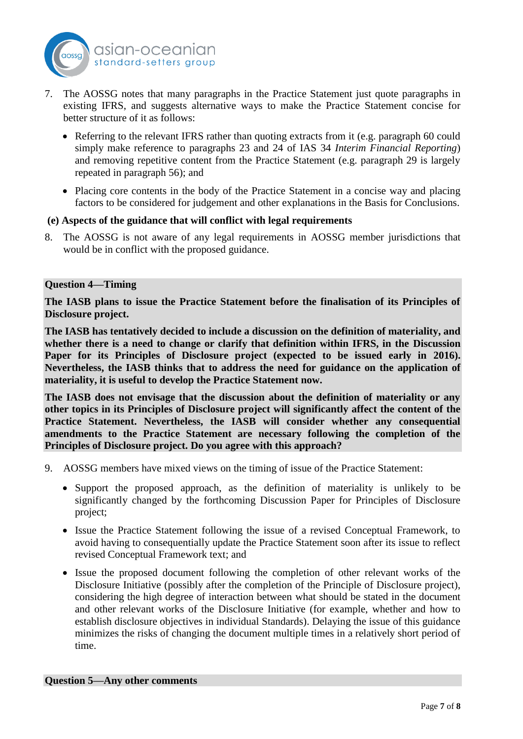7. The AOSSG notes that many paragraphs in the Practice Statement just quote paragraphs in existing IFRS, and suggests alternative ways to make the Practice Statement concise for better structure of it as follows:

   - Referring to the relevant IFRS rather than quoting extracts from it (e.g. paragraph 60 could simply make reference to paragraphs 23 and 24 of IAS 34 *Interim Financial Reporting*) and removing repetitive content from the Practice Statement (e.g. paragraph 29 is largely repeated in paragraph 56); and

   - Placing core contents in the body of the Practice Statement in a concise way and placing factors to be considered for judgement and other explanations in the Basis for Conclusions.

**(e) Aspects of the guidance that will conflict with legal requirements**

8. The AOSSG is not aware of any legal requirements in AOSSG member jurisdictions that would be in conflict with the proposed guidance.

**Question 4—Timing**

**The IASB plans to issue the Practice Statement before the finalisation of its Principles of Disclosure project.**

**The IASB has tentatively decided to include a discussion on the definition of materiality, and whether there is a need to change or clarify that definition within IFRS, in the Discussion Paper for its Principles of Disclosure project (expected to be issued early in 2016). Nevertheless, the IASB thinks that to address the need for guidance on the application of materiality, it is useful to develop the Practice Statement now.**

**The IASB does not envisage that the discussion about the definition of materiality or any other topics in its Principles of Disclosure project will significantly affect the content of the Practice Statement. Nevertheless, the IASB will consider whether any consequential amendments to the Practice Statement are necessary following the completion of the Principles of Disclosure project. Do you agree with this approach?**

9. AOSSG members have mixed views on the timing of issue of the Practice Statement:

   - Support the proposed approach, as the definition of materiality is unlikely to be significantly changed by the forthcoming Discussion Paper for Principles of Disclosure project;

   - Issue the Practice Statement following the issue of a revised Conceptual Framework, to avoid having to consequentially update the Practice Statement soon after its issue to reflect revised Conceptual Framework text; and

   - Issue the proposed document following the completion of other relevant works of the Disclosure Initiative (possibly after the completion of the Principle of Disclosure project), considering the high degree of interaction between what should be stated in the document and other relevant works of the Disclosure Initiative (for example, whether and how to establish disclosure objectives in individual Standards). Delaying the issue of this guidance minimizes the risks of changing the document multiple times in a relatively short period of time.

**Question 5—Any other comments**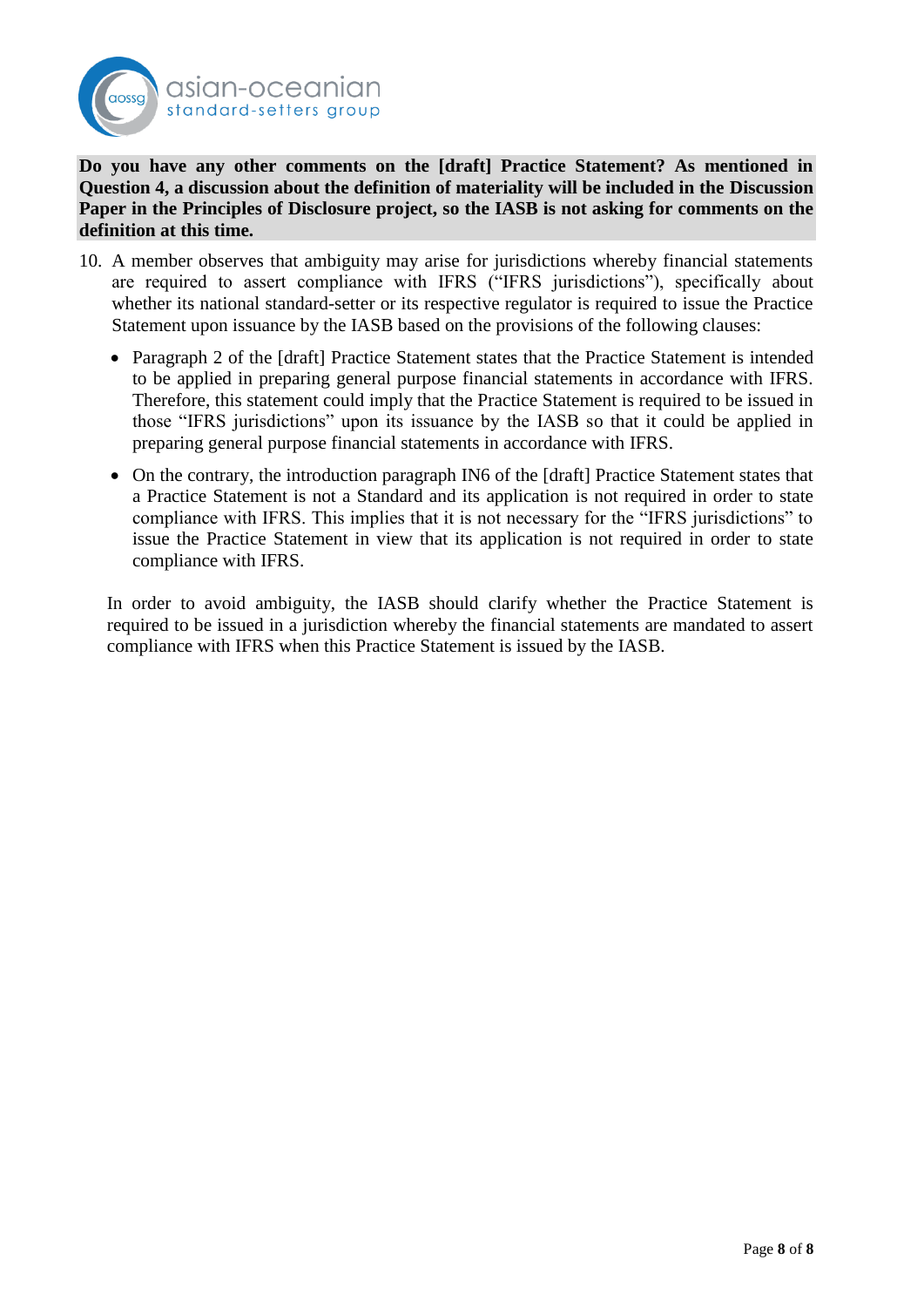**Do you have any other comments on the [draft] Practice Statement? As mentioned in Question 4, a discussion about the definition of materiality will be included in the Discussion Paper in the Principles of Disclosure project, so the IASB is not asking for comments on the definition at this time.**

10. A member observes that ambiguity may arise for jurisdictions whereby financial statements are required to assert compliance with IFRS ("IFRS jurisdictions"), specifically about whether its national standard-setter or its respective regulator is required to issue the Practice Statement upon issuance by the IASB based on the provisions of the following clauses:

    - Paragraph 2 of the [draft] Practice Statement states that the Practice Statement is intended to be applied in preparing general purpose financial statements in accordance with IFRS. Therefore, this statement could imply that the Practice Statement is required to be issued in those "IFRS jurisdictions" upon its issuance by the IASB so that it could be applied in preparing general purpose financial statements in accordance with IFRS.
    - On the contrary, the introduction paragraph IN6 of the [draft] Practice Statement states that a Practice Statement is not a Standard and its application is not required in order to state compliance with IFRS. This implies that it is not necessary for the "IFRS jurisdictions" to issue the Practice Statement in view that its application is not required in order to state compliance with IFRS.

    In order to avoid ambiguity, the IASB should clarify whether the Practice Statement is required to be issued in a jurisdiction whereby the financial statements are mandated to assert compliance with IFRS when this Practice Statement is issued by the IASB.